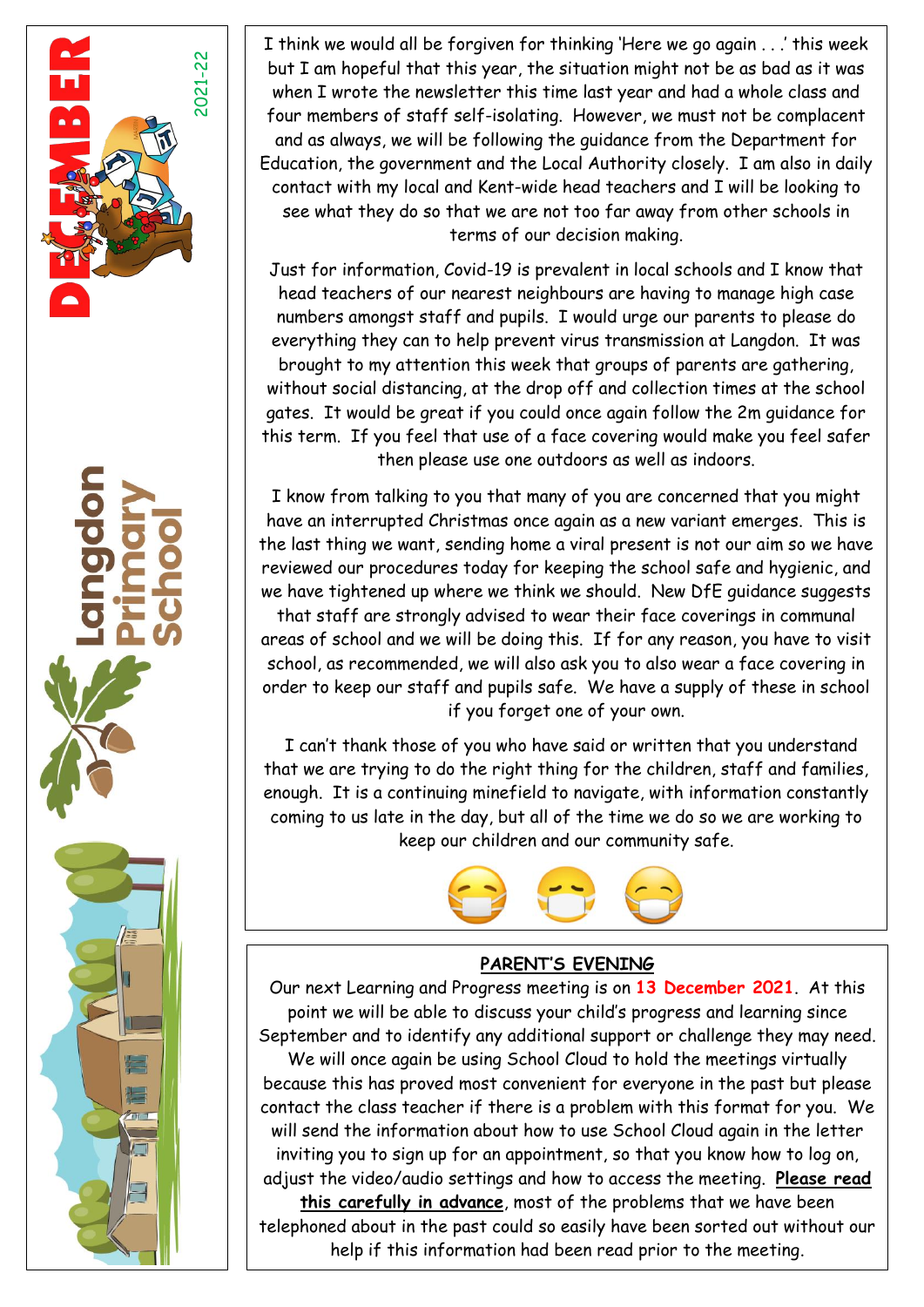DECEMBER

2021-22

Langdon Primary School

I think we would all be forgiven for thinking 'Here we go again . . .' this week but I am hopeful that this year, the situation might not be as bad as it was when I wrote the newsletter this time last year and had a whole class and four members of staff self-isolating. However, we must not be complacent and as always, we will be following the guidance from the Department for Education, the government and the Local Authority closely. I am also in daily contact with my local and Kent-wide head teachers and I will be looking to see what they do so that we are not too far away from other schools in terms of our decision making.

Just for information, Covid-19 is prevalent in local schools and I know that head teachers of our nearest neighbours are having to manage high case numbers amongst staff and pupils. I would urge our parents to please do everything they can to help prevent virus transmission at Langdon. It was brought to my attention this week that groups of parents are gathering, without social distancing, at the drop off and collection times at the school gates. It would be great if you could once again follow the 2m guidance for this term. If you feel that use of a face covering would make you feel safer then please use one outdoors as well as indoors.

I know from talking to you that many of you are concerned that you might have an interrupted Christmas once again as a new variant emerges. This is the last thing we want, sending home a viral present is not our aim so we have reviewed our procedures today for keeping the school safe and hygienic, and we have tightened up where we think we should. New DfE guidance suggests that staff are strongly advised to wear their face coverings in communal areas of school and we will be doing this. If for any reason, you have to visit school, as recommended, we will also ask you to also wear a face covering in order to keep our staff and pupils safe. We have a supply of these in school if you forget one of your own.

I can't thank those of you who have said or written that you understand that we are trying to do the right thing for the children, staff and families, enough. It is a continuing minefield to navigate, with information constantly coming to us late in the day, but all of the time we do so we are working to keep our children and our community safe.

## PARENT'S EVENING

Our next Learning and Progress meeting is on **13 December 2021**. At this point we will be able to discuss your child's progress and learning since September and to identify any additional support or challenge they may need. We will once again be using School Cloud to hold the meetings virtually because this has proved most convenient for everyone in the past but please contact the class teacher if there is a problem with this format for you. We will send the information about how to use School Cloud again in the letter inviting you to sign up for an appointment, so that you know how to log on, adjust the video/audio settings and how to access the meeting. **Please read this carefully in advance**, most of the problems that we have been telephoned about in the past could so easily have been sorted out without our help if this information had been read prior to the meeting.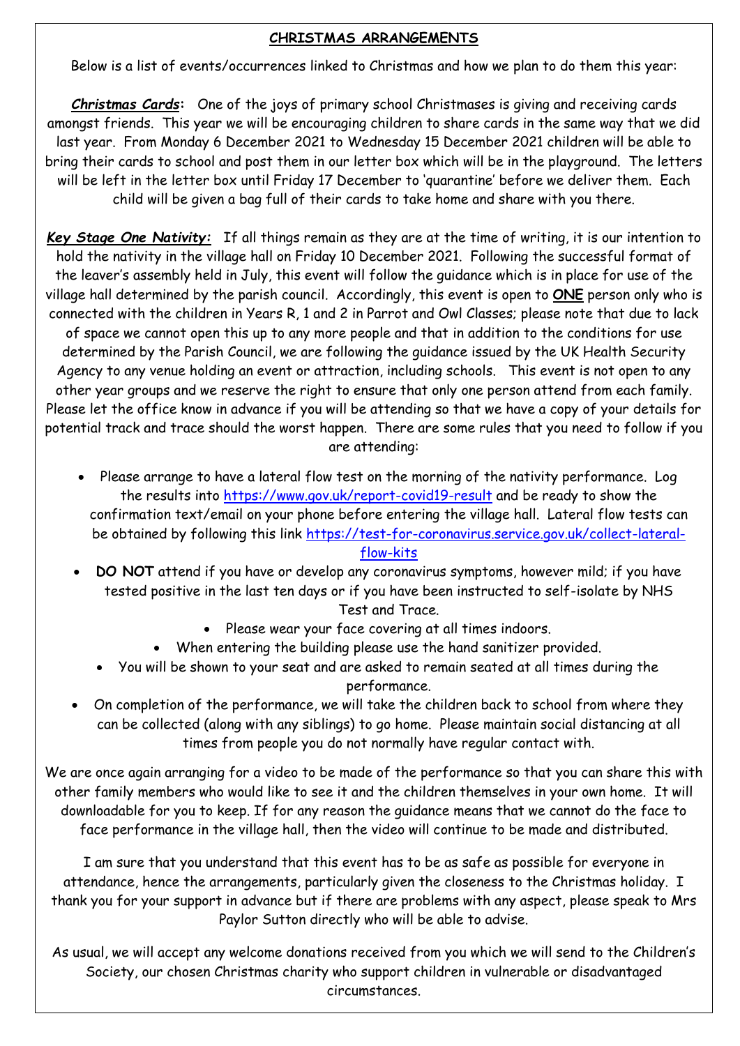## CHRISTMAS ARRANGEMENTS

Below is a list of events/occurrences linked to Christmas and how we plan to do them this year:

***Christmas Cards*:** One of the joys of primary school Christmases is giving and receiving cards amongst friends. This year we will be encouraging children to share cards in the same way that we did last year. From Monday 6 December 2021 to Wednesday 15 December 2021 children will be able to bring their cards to school and post them in our letter box which will be in the playground. The letters will be left in the letter box until Friday 17 December to 'quarantine' before we deliver them. Each child will be given a bag full of their cards to take home and share with you there.

***Key Stage One Nativity:*** If all things remain as they are at the time of writing, it is our intention to hold the nativity in the village hall on Friday 10 December 2021. Following the successful format of the leaver's assembly held in July, this event will follow the guidance which is in place for use of the village hall determined by the parish council. Accordingly, this event is open to **ONE** person only who is connected with the children in Years R, 1 and 2 in Parrot and Owl Classes; please note that due to lack of space we cannot open this up to any more people and that in addition to the conditions for use determined by the Parish Council, we are following the guidance issued by the UK Health Security Agency to any venue holding an event or attraction, including schools. This event is not open to any other year groups and we reserve the right to ensure that only one person attend from each family. Please let the office know in advance if you will be attending so that we have a copy of your details for potential track and trace should the worst happen. There are some rules that you need to follow if you are attending:

- Please arrange to have a lateral flow test on the morning of the nativity performance. Log the results into https://www.gov.uk/report-covid19-result and be ready to show the confirmation text/email on your phone before entering the village hall. Lateral flow tests can be obtained by following this link https://test-for-coronavirus.service.gov.uk/collect-lateral-flow-kits
- **DO NOT** attend if you have or develop any coronavirus symptoms, however mild; if you have tested positive in the last ten days or if you have been instructed to self-isolate by NHS Test and Trace.
- Please wear your face covering at all times indoors.
- When entering the building please use the hand sanitizer provided.
- You will be shown to your seat and are asked to remain seated at all times during the performance.
- On completion of the performance, we will take the children back to school from where they can be collected (along with any siblings) to go home. Please maintain social distancing at all times from people you do not normally have regular contact with.

We are once again arranging for a video to be made of the performance so that you can share this with other family members who would like to see it and the children themselves in your own home. It will downloadable for you to keep. If for any reason the guidance means that we cannot do the face to face performance in the village hall, then the video will continue to be made and distributed.

I am sure that you understand that this event has to be as safe as possible for everyone in attendance, hence the arrangements, particularly given the closeness to the Christmas holiday. I thank you for your support in advance but if there are problems with any aspect, please speak to Mrs Paylor Sutton directly who will be able to advise.

As usual, we will accept any welcome donations received from you which we will send to the Children's Society, our chosen Christmas charity who support children in vulnerable or disadvantaged circumstances.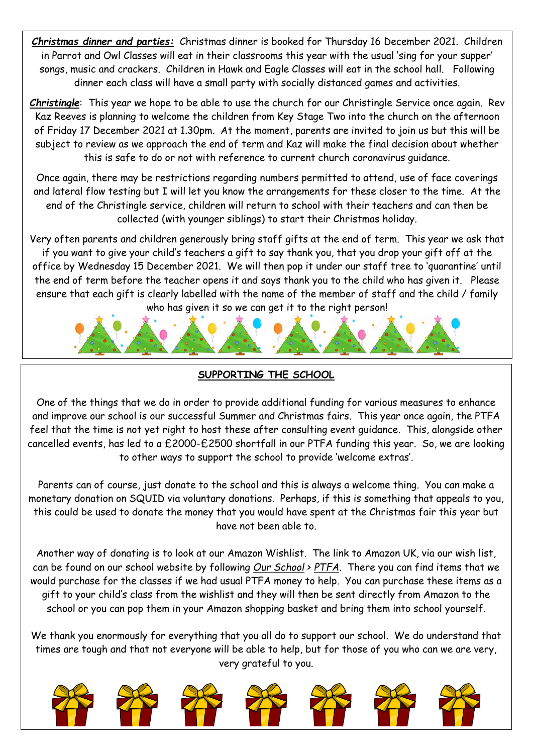***Christmas dinner and parties:*** Christmas dinner is booked for Thursday 16 December 2021. Children in Parrot and Owl Classes will eat in their classrooms this year with the usual 'sing for your supper' songs, music and crackers. Children in Hawk and Eagle Classes will eat in the school hall. Following dinner each class will have a small party with socially distanced games and activities.

***Christingle***: This year we hope to be able to use the church for our Christingle Service once again. Rev Kaz Reeves is planning to welcome the children from Key Stage Two into the church on the afternoon of Friday 17 December 2021 at 1.30pm. At the moment, parents are invited to join us but this will be subject to review as we approach the end of term and Kaz will make the final decision about whether this is safe to do or not with reference to current church coronavirus guidance.

Once again, there may be restrictions regarding numbers permitted to attend, use of face coverings and lateral flow testing but I will let you know the arrangements for these closer to the time. At the end of the Christingle service, children will return to school with their teachers and can then be collected (with younger siblings) to start their Christmas holiday.

Very often parents and children generously bring staff gifts at the end of term. This year we ask that if you want to give your child's teachers a gift to say thank you, that you drop your gift off at the office by Wednesday 15 December 2021. We will then pop it under our staff tree to 'quarantine' until the end of term before the teacher opens it and says thank you to the child who has given it. Please ensure that each gift is clearly labelled with the name of the member of staff and the child / family who has given it so we can get it to the right person!

## SUPPORTING THE SCHOOL

One of the things that we do in order to provide additional funding for various measures to enhance and improve our school is our successful Summer and Christmas fairs. This year once again, the PTFA feel that the time is not yet right to host these after consulting event guidance. This, alongside other cancelled events, has led to a £2000-£2500 shortfall in our PTFA funding this year. So, we are looking to other ways to support the school to provide 'welcome extras'.

Parents can of course, just donate to the school and this is always a welcome thing. You can make a monetary donation on SQUID via voluntary donations. Perhaps, if this is something that appeals to you, this could be used to donate the money that you would have spent at the Christmas fair this year but have not been able to.

Another way of donating is to look at our Amazon Wishlist. The link to Amazon UK, via our wish list, can be found on our school website by following *Our School* > *PTFA*. There you can find items that we would purchase for the classes if we had usual PTFA money to help. You can purchase these items as a gift to your child's class from the wishlist and they will then be sent directly from Amazon to the school or you can pop them in your Amazon shopping basket and bring them into school yourself.

We thank you enormously for everything that you all do to support our school. We do understand that times are tough and that not everyone will be able to help, but for those of you who can we are very, very grateful to you.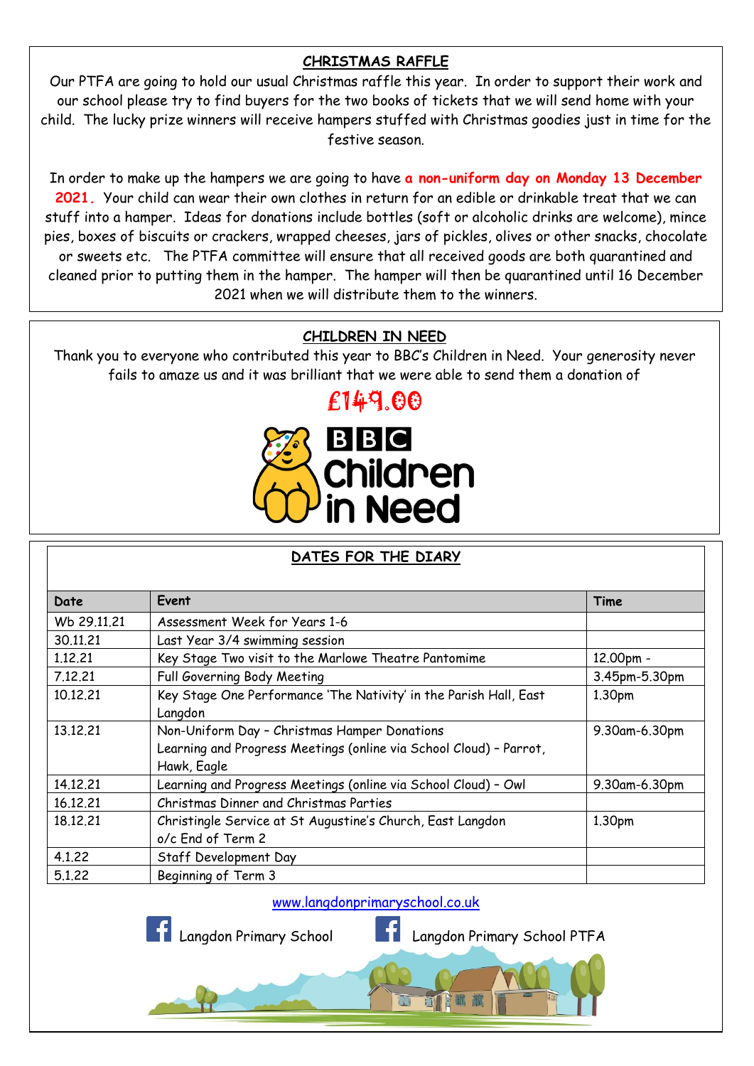## CHRISTMAS RAFFLE

Our PTFA are going to hold our usual Christmas raffle this year. In order to support their work and our school please try to find buyers for the two books of tickets that we will send home with your child. The lucky prize winners will receive hampers stuffed with Christmas goodies just in time for the festive season.

In order to make up the hampers we are going to have **a non-uniform day on Monday 13 December 2021.** Your child can wear their own clothes in return for an edible or drinkable treat that we can stuff into a hamper. Ideas for donations include bottles (soft or alcoholic drinks are welcome), mince pies, boxes of biscuits or crackers, wrapped cheeses, jars of pickles, olives or other snacks, chocolate or sweets etc. The PTFA committee will ensure that all received goods are both quarantined and cleaned prior to putting them in the hamper. The hamper will then be quarantined until 16 December 2021 when we will distribute them to the winners.

## CHILDREN IN NEED

Thank you to everyone who contributed this year to BBC's Children in Need. Your generosity never fails to amaze us and it was brilliant that we were able to send them a donation of

£149.00

BBC Children in Need

## DATES FOR THE DIARY

| Date | Event | Time |
|---|---|---|
| Wb 29.11.21 | Assessment Week for Years 1-6 | |
| 30.11.21 | Last Year 3/4 swimming session | |
| 1.12.21 | Key Stage Two visit to the Marlowe Theatre Pantomime | 12.00pm - |
| 7.12.21 | Full Governing Body Meeting | 3.45pm-5.30pm |
| 10.12.21 | Key Stage One Performance 'The Nativity' in the Parish Hall, East Langdon | 1.30pm |
| 13.12.21 | Non-Uniform Day – Christmas Hamper Donations<br>Learning and Progress Meetings (online via School Cloud) – Parrot, Hawk, Eagle | 9.30am-6.30pm |
| 14.12.21 | Learning and Progress Meetings (online via School Cloud) – Owl | 9.30am-6.30pm |
| 16.12.21 | Christmas Dinner and Christmas Parties | |
| 18.12.21 | Christingle Service at St Augustine's Church, East Langdon<br>o/c End of Term 2 | 1.30pm |
| 4.1.22 | Staff Development Day | |
| 5.1.22 | Beginning of Term 3 | |

www.langdonprimaryschool.co.uk

Langdon Primary School

Langdon Primary School PTFA